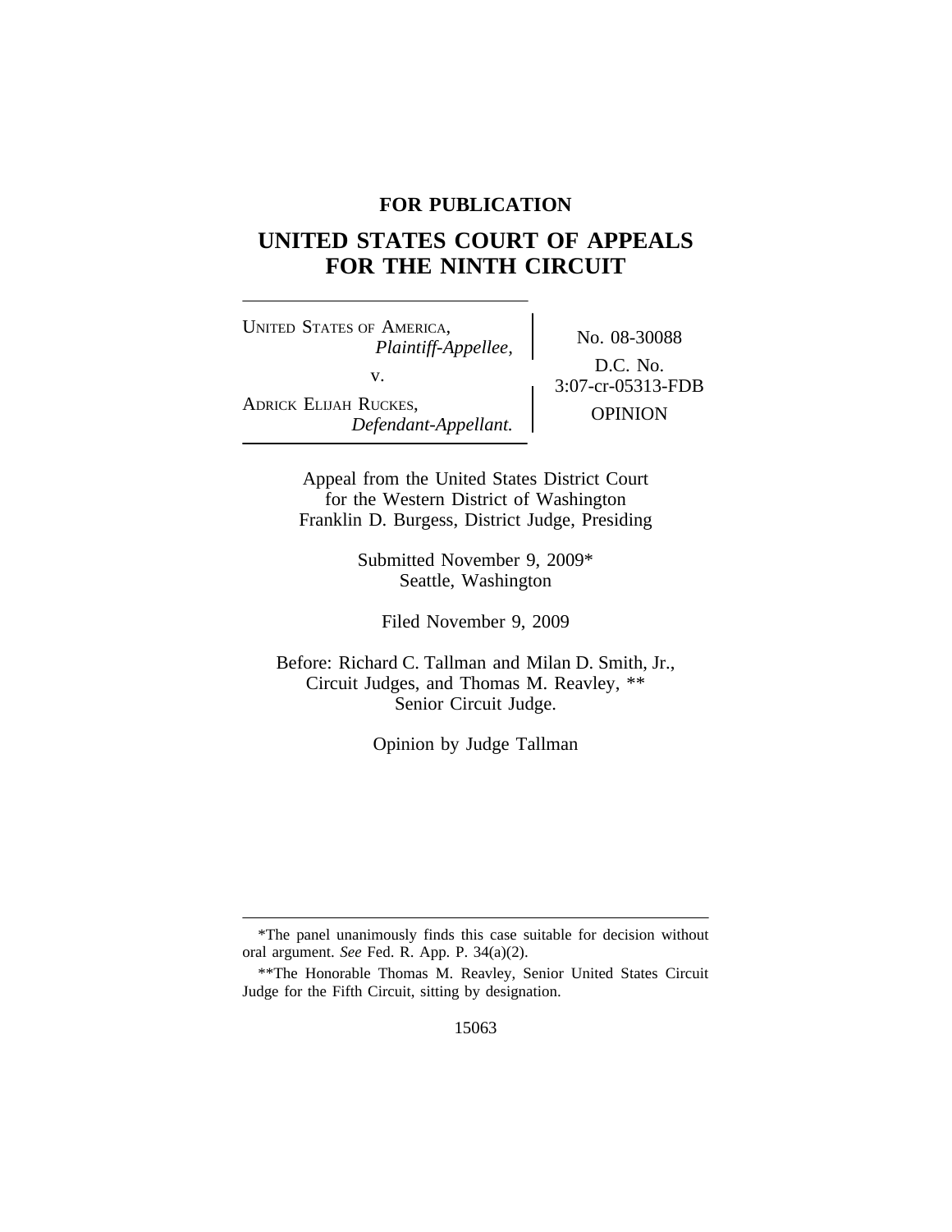**FOR PUBLICATION**

# UNITED STATES COURT OF APPEALS FOR THE NINTH CIRCUIT

UNITED STATES OF AMERICA,
*Plaintiff-Appellee,*

v.

ADRICK ELIJAH RUCKES,
*Defendant-Appellant.*

No. 08-30088

D.C. No. 3:07-cr-05313-FDB

OPINION

Appeal from the United States District Court for the Western District of Washington
Franklin D. Burgess, District Judge, Presiding

Submitted November 9, 2009*
Seattle, Washington

Filed November 9, 2009

Before: Richard C. Tallman and Milan D. Smith, Jr., Circuit Judges, and Thomas M. Reavley, ** Senior Circuit Judge.

Opinion by Judge Tallman

---

*The panel unanimously finds this case suitable for decision without oral argument. *See* Fed. R. App. P. 34(a)(2).

**The Honorable Thomas M. Reavley, Senior United States Circuit Judge for the Fifth Circuit, sitting by designation.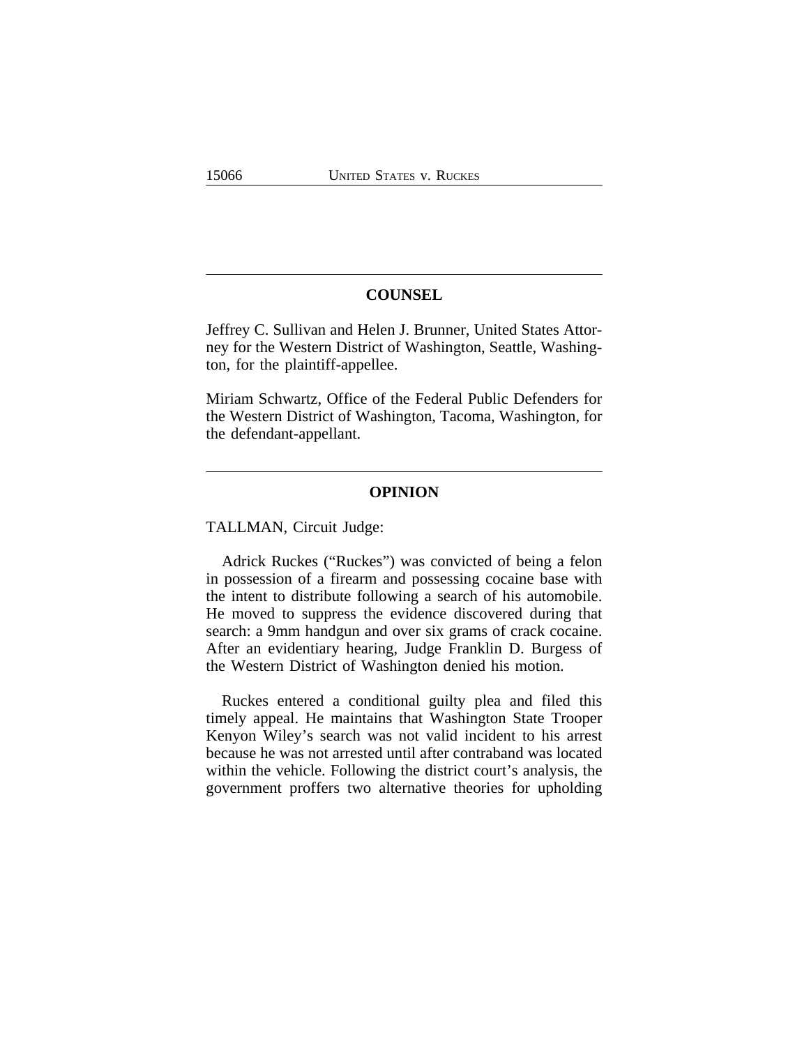## COUNSEL

Jeffrey C. Sullivan and Helen J. Brunner, United States Attorney for the Western District of Washington, Seattle, Washington, for the plaintiff-appellee.

Miriam Schwartz, Office of the Federal Public Defenders for the Western District of Washington, Tacoma, Washington, for the defendant-appellant.

## OPINION

TALLMAN, Circuit Judge:

Adrick Ruckes ("Ruckes") was convicted of being a felon in possession of a firearm and possessing cocaine base with the intent to distribute following a search of his automobile. He moved to suppress the evidence discovered during that search: a 9mm handgun and over six grams of crack cocaine. After an evidentiary hearing, Judge Franklin D. Burgess of the Western District of Washington denied his motion.

Ruckes entered a conditional guilty plea and filed this timely appeal. He maintains that Washington State Trooper Kenyon Wiley's search was not valid incident to his arrest because he was not arrested until after contraband was located within the vehicle. Following the district court's analysis, the government proffers two alternative theories for upholding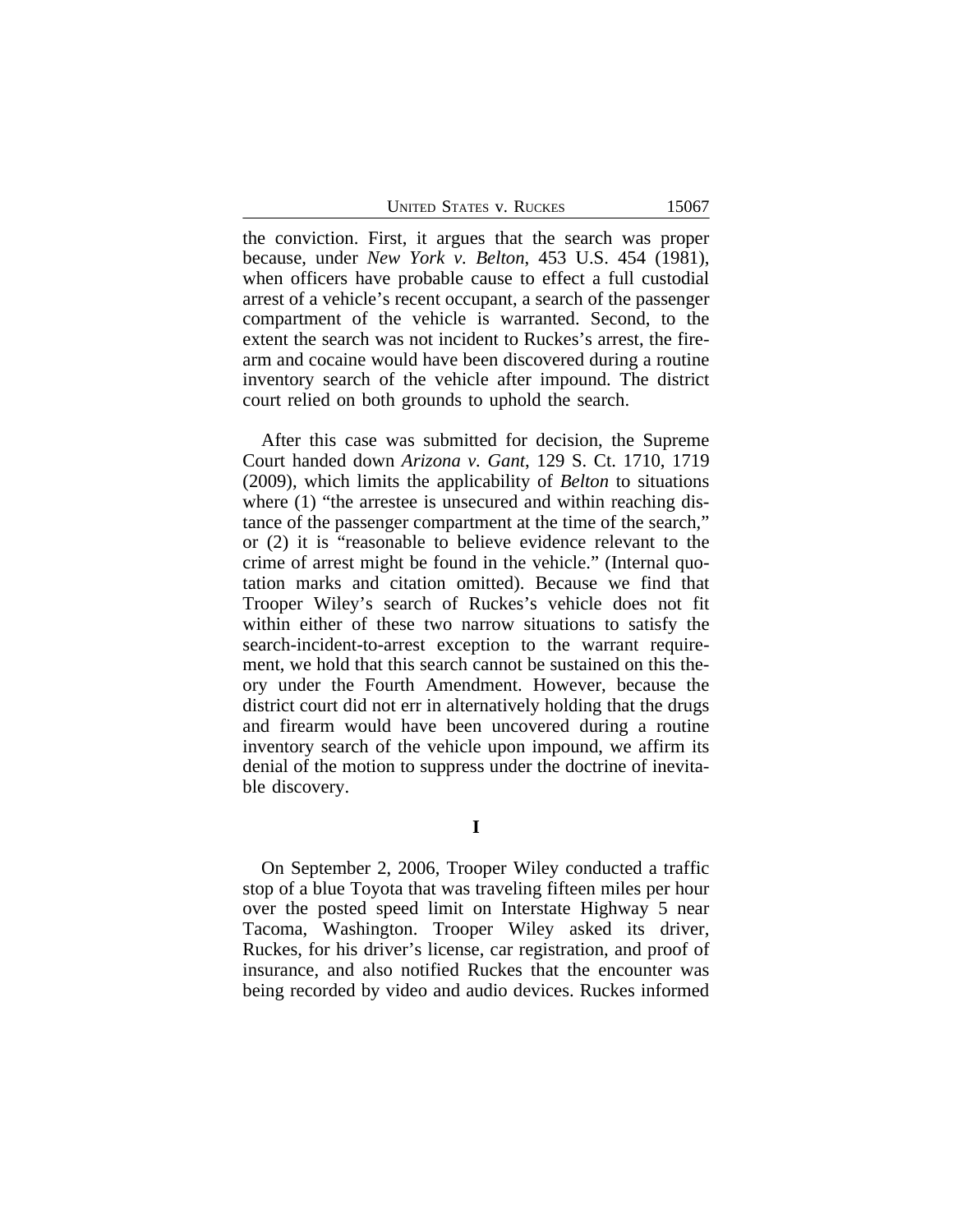the conviction. First, it argues that the search was proper because, under *New York v. Belton*, 453 U.S. 454 (1981), when officers have probable cause to effect a full custodial arrest of a vehicle's recent occupant, a search of the passenger compartment of the vehicle is warranted. Second, to the extent the search was not incident to Ruckes's arrest, the firearm and cocaine would have been discovered during a routine inventory search of the vehicle after impound. The district court relied on both grounds to uphold the search.

After this case was submitted for decision, the Supreme Court handed down *Arizona v. Gant*, 129 S. Ct. 1710, 1719 (2009), which limits the applicability of *Belton* to situations where (1) "the arrestee is unsecured and within reaching distance of the passenger compartment at the time of the search," or (2) it is "reasonable to believe evidence relevant to the crime of arrest might be found in the vehicle." (Internal quotation marks and citation omitted). Because we find that Trooper Wiley's search of Ruckes's vehicle does not fit within either of these two narrow situations to satisfy the search-incident-to-arrest exception to the warrant requirement, we hold that this search cannot be sustained on this theory under the Fourth Amendment. However, because the district court did not err in alternatively holding that the drugs and firearm would have been uncovered during a routine inventory search of the vehicle upon impound, we affirm its denial of the motion to suppress under the doctrine of inevitable discovery.

# I

On September 2, 2006, Trooper Wiley conducted a traffic stop of a blue Toyota that was traveling fifteen miles per hour over the posted speed limit on Interstate Highway 5 near Tacoma, Washington. Trooper Wiley asked its driver, Ruckes, for his driver's license, car registration, and proof of insurance, and also notified Ruckes that the encounter was being recorded by video and audio devices. Ruckes informed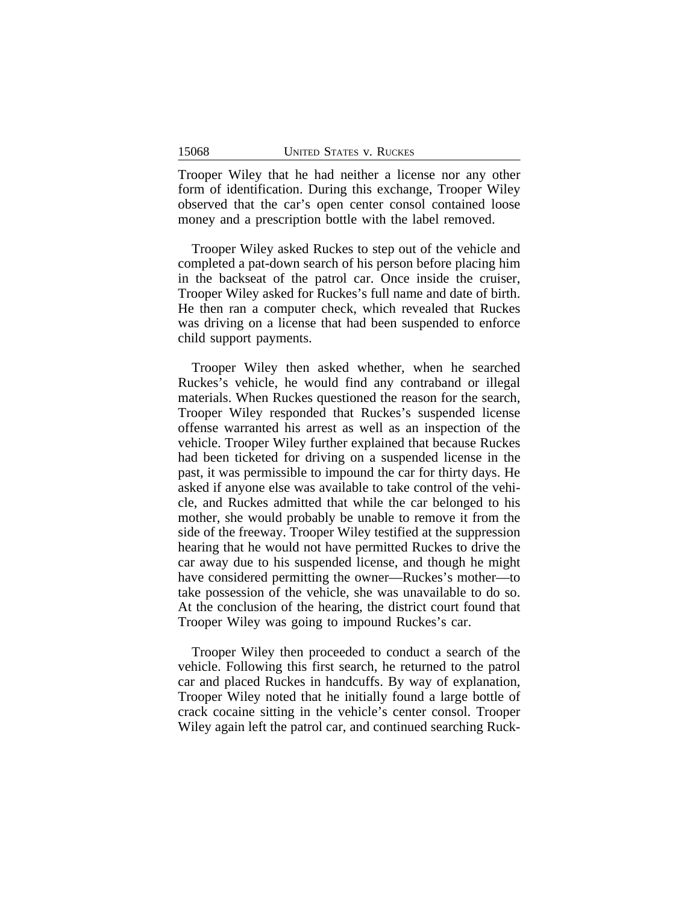Trooper Wiley that he had neither a license nor any other form of identification. During this exchange, Trooper Wiley observed that the car's open center consol contained loose money and a prescription bottle with the label removed.

Trooper Wiley asked Ruckes to step out of the vehicle and completed a pat-down search of his person before placing him in the backseat of the patrol car. Once inside the cruiser, Trooper Wiley asked for Ruckes's full name and date of birth. He then ran a computer check, which revealed that Ruckes was driving on a license that had been suspended to enforce child support payments.

Trooper Wiley then asked whether, when he searched Ruckes's vehicle, he would find any contraband or illegal materials. When Ruckes questioned the reason for the search, Trooper Wiley responded that Ruckes's suspended license offense warranted his arrest as well as an inspection of the vehicle. Trooper Wiley further explained that because Ruckes had been ticketed for driving on a suspended license in the past, it was permissible to impound the car for thirty days. He asked if anyone else was available to take control of the vehicle, and Ruckes admitted that while the car belonged to his mother, she would probably be unable to remove it from the side of the freeway. Trooper Wiley testified at the suppression hearing that he would not have permitted Ruckes to drive the car away due to his suspended license, and though he might have considered permitting the owner—Ruckes's mother—to take possession of the vehicle, she was unavailable to do so. At the conclusion of the hearing, the district court found that Trooper Wiley was going to impound Ruckes's car.

Trooper Wiley then proceeded to conduct a search of the vehicle. Following this first search, he returned to the patrol car and placed Ruckes in handcuffs. By way of explanation, Trooper Wiley noted that he initially found a large bottle of crack cocaine sitting in the vehicle's center consol. Trooper Wiley again left the patrol car, and continued searching Ruck-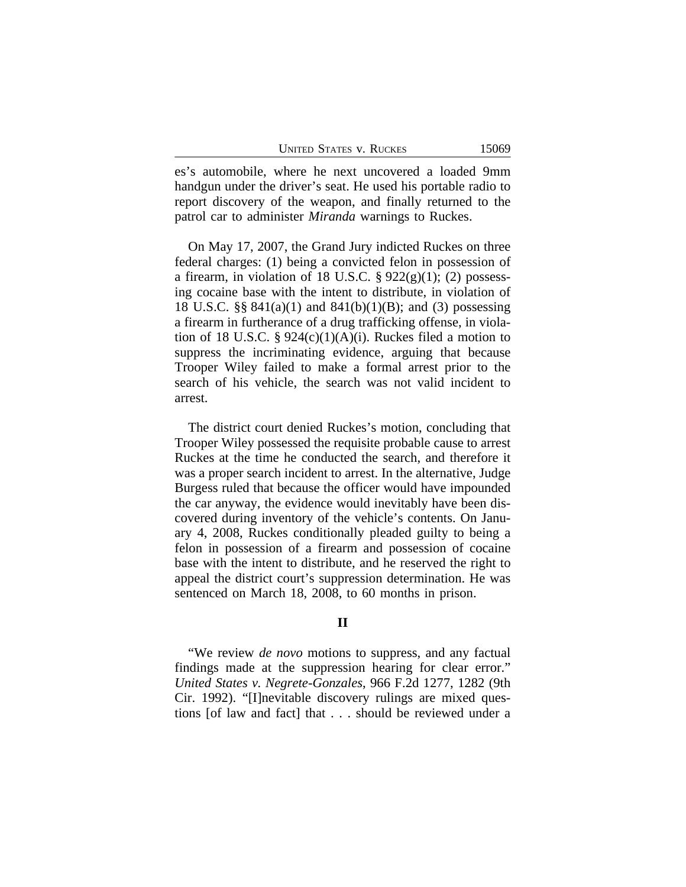es's automobile, where he next uncovered a loaded 9mm handgun under the driver's seat. He used his portable radio to report discovery of the weapon, and finally returned to the patrol car to administer *Miranda* warnings to Ruckes.

On May 17, 2007, the Grand Jury indicted Ruckes on three federal charges: (1) being a convicted felon in possession of a firearm, in violation of 18 U.S.C. § 922(g)(1); (2) possessing cocaine base with the intent to distribute, in violation of 18 U.S.C. §§ 841(a)(1) and 841(b)(1)(B); and (3) possessing a firearm in furtherance of a drug trafficking offense, in violation of 18 U.S.C. § 924(c)(1)(A)(i). Ruckes filed a motion to suppress the incriminating evidence, arguing that because Trooper Wiley failed to make a formal arrest prior to the search of his vehicle, the search was not valid incident to arrest.

The district court denied Ruckes's motion, concluding that Trooper Wiley possessed the requisite probable cause to arrest Ruckes at the time he conducted the search, and therefore it was a proper search incident to arrest. In the alternative, Judge Burgess ruled that because the officer would have impounded the car anyway, the evidence would inevitably have been discovered during inventory of the vehicle's contents. On January 4, 2008, Ruckes conditionally pleaded guilty to being a felon in possession of a firearm and possession of cocaine base with the intent to distribute, and he reserved the right to appeal the district court's suppression determination. He was sentenced on March 18, 2008, to 60 months in prison.

## II

"We review *de novo* motions to suppress, and any factual findings made at the suppression hearing for clear error." *United States v. Negrete-Gonzales*, 966 F.2d 1277, 1282 (9th Cir. 1992). "[I]nevitable discovery rulings are mixed questions [of law and fact] that . . . should be reviewed under a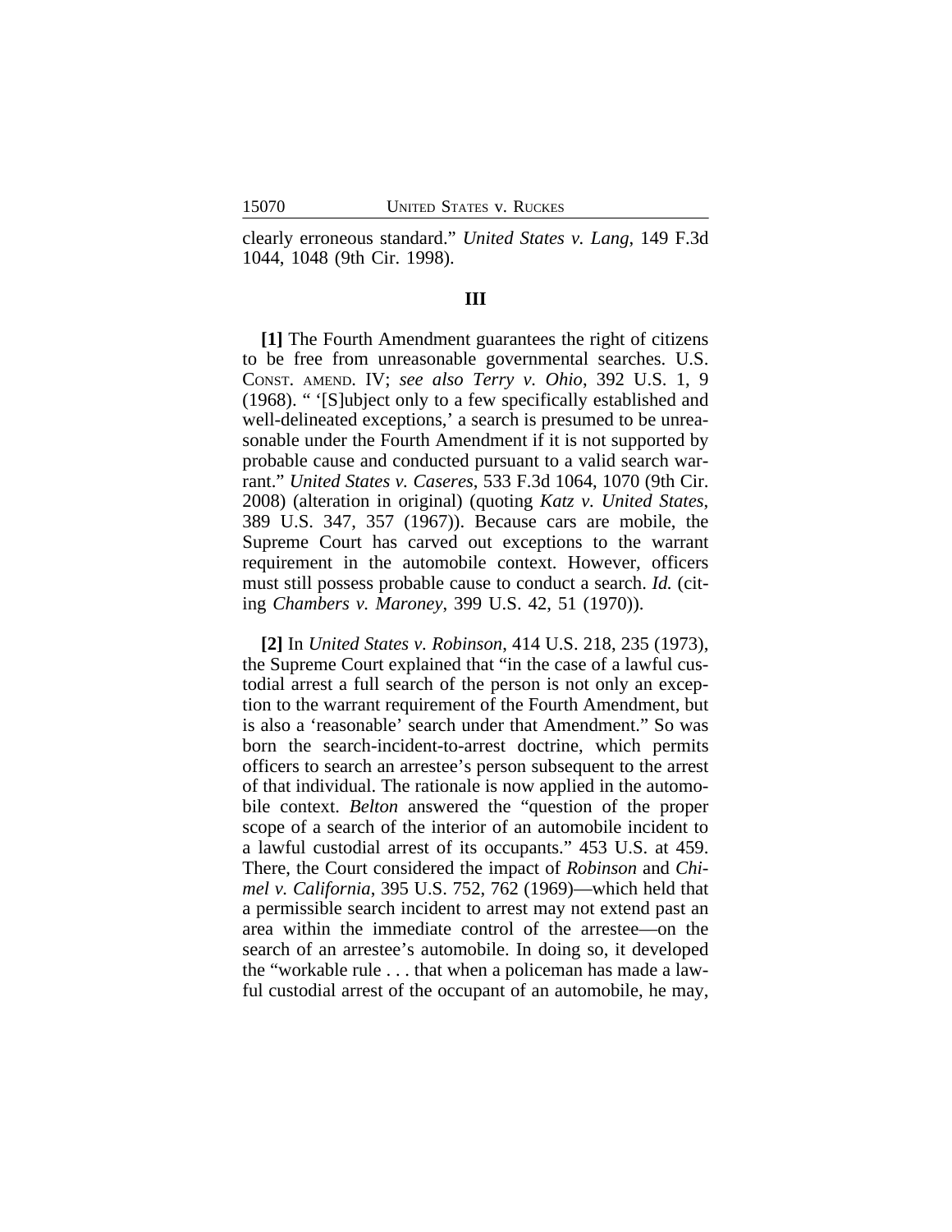clearly erroneous standard." *United States v. Lang*, 149 F.3d 1044, 1048 (9th Cir. 1998).

## III

**[1]** The Fourth Amendment guarantees the right of citizens to be free from unreasonable governmental searches. U.S. CONST. AMEND. IV; *see also Terry v. Ohio*, 392 U.S. 1, 9 (1968). " '[S]ubject only to a few specifically established and well-delineated exceptions,' a search is presumed to be unreasonable under the Fourth Amendment if it is not supported by probable cause and conducted pursuant to a valid search warrant." *United States v. Caseres*, 533 F.3d 1064, 1070 (9th Cir. 2008) (alteration in original) (quoting *Katz v. United States*, 389 U.S. 347, 357 (1967)). Because cars are mobile, the Supreme Court has carved out exceptions to the warrant requirement in the automobile context. However, officers must still possess probable cause to conduct a search. *Id.* (citing *Chambers v. Maroney*, 399 U.S. 42, 51 (1970)).

**[2]** In *United States v. Robinson*, 414 U.S. 218, 235 (1973), the Supreme Court explained that "in the case of a lawful custodial arrest a full search of the person is not only an exception to the warrant requirement of the Fourth Amendment, but is also a 'reasonable' search under that Amendment." So was born the search-incident-to-arrest doctrine, which permits officers to search an arrestee's person subsequent to the arrest of that individual. The rationale is now applied in the automobile context. *Belton* answered the "question of the proper scope of a search of the interior of an automobile incident to a lawful custodial arrest of its occupants." 453 U.S. at 459. There, the Court considered the impact of *Robinson* and *Chimel v. California*, 395 U.S. 752, 762 (1969)—which held that a permissible search incident to arrest may not extend past an area within the immediate control of the arrestee—on the search of an arrestee's automobile. In doing so, it developed the "workable rule . . . that when a policeman has made a lawful custodial arrest of the occupant of an automobile, he may,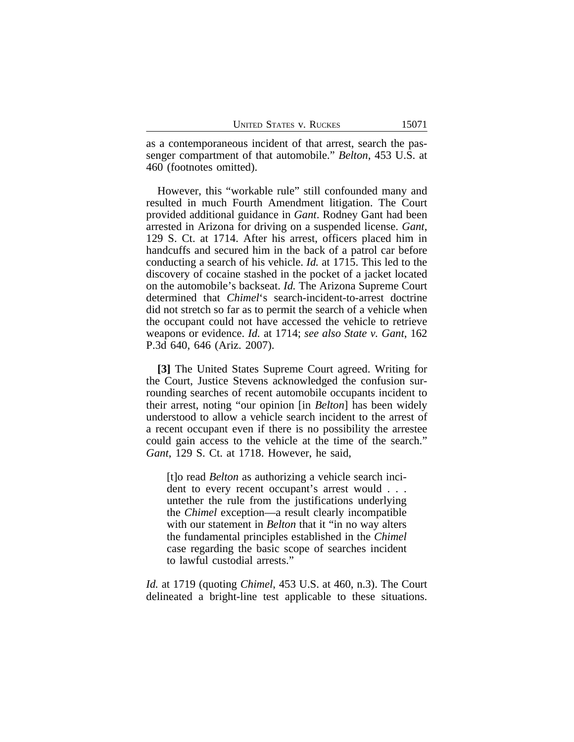as a contemporaneous incident of that arrest, search the passenger compartment of that automobile." *Belton*, 453 U.S. at 460 (footnotes omitted).

However, this "workable rule" still confounded many and resulted in much Fourth Amendment litigation. The Court provided additional guidance in *Gant*. Rodney Gant had been arrested in Arizona for driving on a suspended license. *Gant*, 129 S. Ct. at 1714. After his arrest, officers placed him in handcuffs and secured him in the back of a patrol car before conducting a search of his vehicle. *Id.* at 1715. This led to the discovery of cocaine stashed in the pocket of a jacket located on the automobile's backseat. *Id.* The Arizona Supreme Court determined that *Chimel*'s search-incident-to-arrest doctrine did not stretch so far as to permit the search of a vehicle when the occupant could not have accessed the vehicle to retrieve weapons or evidence. *Id.* at 1714; *see also State v. Gant*, 162 P.3d 640, 646 (Ariz. 2007).

**[3]** The United States Supreme Court agreed. Writing for the Court, Justice Stevens acknowledged the confusion surrounding searches of recent automobile occupants incident to their arrest, noting "our opinion [in *Belton*] has been widely understood to allow a vehicle search incident to the arrest of a recent occupant even if there is no possibility the arrestee could gain access to the vehicle at the time of the search." *Gant*, 129 S. Ct. at 1718. However, he said,

> [t]o read *Belton* as authorizing a vehicle search incident to every recent occupant's arrest would . . . untether the rule from the justifications underlying the *Chimel* exception—a result clearly incompatible with our statement in *Belton* that it "in no way alters the fundamental principles established in the *Chimel* case regarding the basic scope of searches incident to lawful custodial arrests."

*Id.* at 1719 (quoting *Chimel*, 453 U.S. at 460, n.3). The Court delineated a bright-line test applicable to these situations.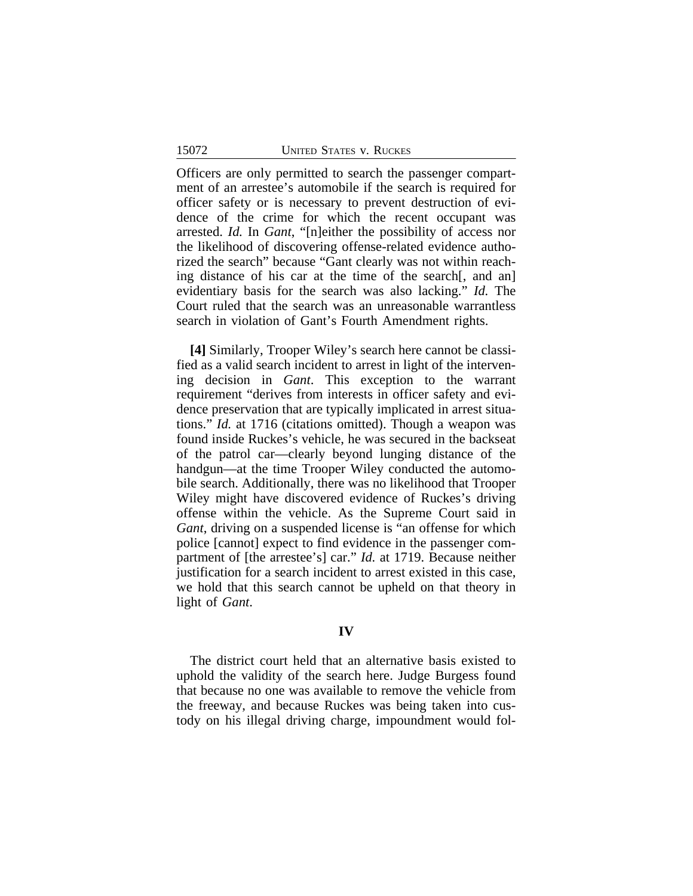Officers are only permitted to search the passenger compartment of an arrestee's automobile if the search is required for officer safety or is necessary to prevent destruction of evidence of the crime for which the recent occupant was arrested. *Id.* In *Gant*, "[n]either the possibility of access nor the likelihood of discovering offense-related evidence authorized the search" because "Gant clearly was not within reaching distance of his car at the time of the search[, and an] evidentiary basis for the search was also lacking." *Id.* The Court ruled that the search was an unreasonable warrantless search in violation of Gant's Fourth Amendment rights.

**[4]** Similarly, Trooper Wiley's search here cannot be classified as a valid search incident to arrest in light of the intervening decision in *Gant*. This exception to the warrant requirement "derives from interests in officer safety and evidence preservation that are typically implicated in arrest situations." *Id.* at 1716 (citations omitted). Though a weapon was found inside Ruckes's vehicle, he was secured in the backseat of the patrol car—clearly beyond lunging distance of the handgun—at the time Trooper Wiley conducted the automobile search. Additionally, there was no likelihood that Trooper Wiley might have discovered evidence of Ruckes's driving offense within the vehicle. As the Supreme Court said in *Gant*, driving on a suspended license is "an offense for which police [cannot] expect to find evidence in the passenger compartment of [the arrestee's] car." *Id.* at 1719. Because neither justification for a search incident to arrest existed in this case, we hold that this search cannot be upheld on that theory in light of *Gant*.

## IV

The district court held that an alternative basis existed to uphold the validity of the search here. Judge Burgess found that because no one was available to remove the vehicle from the freeway, and because Ruckes was being taken into custody on his illegal driving charge, impoundment would fol-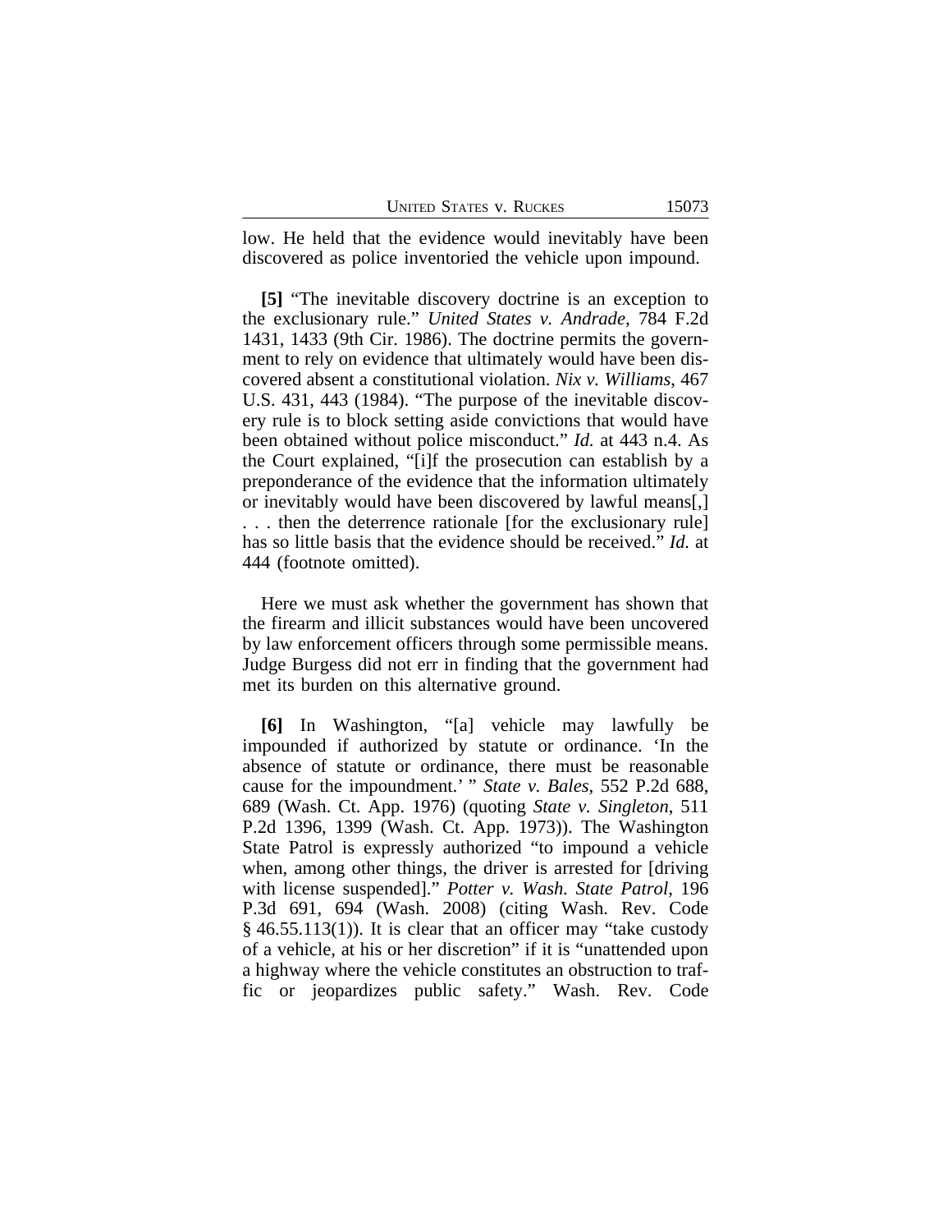low. He held that the evidence would inevitably have been discovered as police inventoried the vehicle upon impound.

**[5]** "The inevitable discovery doctrine is an exception to the exclusionary rule." *United States v. Andrade*, 784 F.2d 1431, 1433 (9th Cir. 1986). The doctrine permits the government to rely on evidence that ultimately would have been discovered absent a constitutional violation. *Nix v. Williams*, 467 U.S. 431, 443 (1984). "The purpose of the inevitable discovery rule is to block setting aside convictions that would have been obtained without police misconduct." *Id.* at 443 n.4. As the Court explained, "[i]f the prosecution can establish by a preponderance of the evidence that the information ultimately or inevitably would have been discovered by lawful means[,] . . . then the deterrence rationale [for the exclusionary rule] has so little basis that the evidence should be received." *Id.* at 444 (footnote omitted).

Here we must ask whether the government has shown that the firearm and illicit substances would have been uncovered by law enforcement officers through some permissible means. Judge Burgess did not err in finding that the government had met its burden on this alternative ground.

**[6]** In Washington, "[a] vehicle may lawfully be impounded if authorized by statute or ordinance. 'In the absence of statute or ordinance, there must be reasonable cause for the impoundment.' " *State v. Bales*, 552 P.2d 688, 689 (Wash. Ct. App. 1976) (quoting *State v. Singleton*, 511 P.2d 1396, 1399 (Wash. Ct. App. 1973)). The Washington State Patrol is expressly authorized "to impound a vehicle when, among other things, the driver is arrested for [driving with license suspended]." *Potter v. Wash. State Patrol*, 196 P.3d 691, 694 (Wash. 2008) (citing Wash. Rev. Code § 46.55.113(1)). It is clear that an officer may "take custody of a vehicle, at his or her discretion" if it is "unattended upon a highway where the vehicle constitutes an obstruction to traffic or jeopardizes public safety." Wash. Rev. Code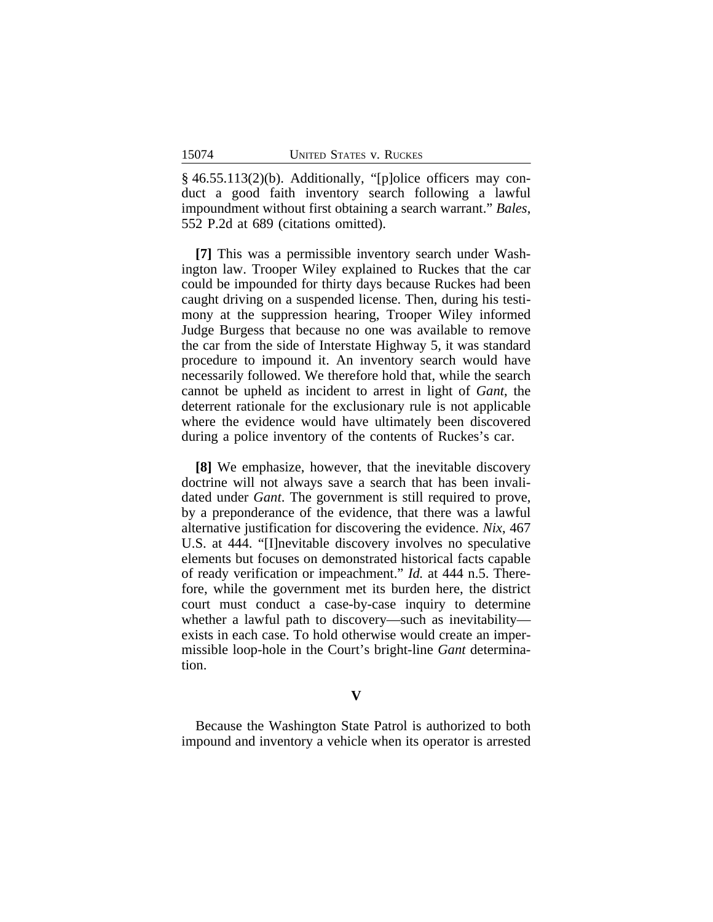§ 46.55.113(2)(b). Additionally, "[p]olice officers may conduct a good faith inventory search following a lawful impoundment without first obtaining a search warrant." *Bales*, 552 P.2d at 689 (citations omitted).

**[7]** This was a permissible inventory search under Washington law. Trooper Wiley explained to Ruckes that the car could be impounded for thirty days because Ruckes had been caught driving on a suspended license. Then, during his testimony at the suppression hearing, Trooper Wiley informed Judge Burgess that because no one was available to remove the car from the side of Interstate Highway 5, it was standard procedure to impound it. An inventory search would have necessarily followed. We therefore hold that, while the search cannot be upheld as incident to arrest in light of *Gant*, the deterrent rationale for the exclusionary rule is not applicable where the evidence would have ultimately been discovered during a police inventory of the contents of Ruckes's car.

**[8]** We emphasize, however, that the inevitable discovery doctrine will not always save a search that has been invalidated under *Gant*. The government is still required to prove, by a preponderance of the evidence, that there was a lawful alternative justification for discovering the evidence. *Nix*, 467 U.S. at 444. "[I]nevitable discovery involves no speculative elements but focuses on demonstrated historical facts capable of ready verification or impeachment." *Id.* at 444 n.5. Therefore, while the government met its burden here, the district court must conduct a case-by-case inquiry to determine whether a lawful path to discovery—such as inevitability—exists in each case. To hold otherwise would create an impermissible loop-hole in the Court's bright-line *Gant* determination.

## V

Because the Washington State Patrol is authorized to both impound and inventory a vehicle when its operator is arrested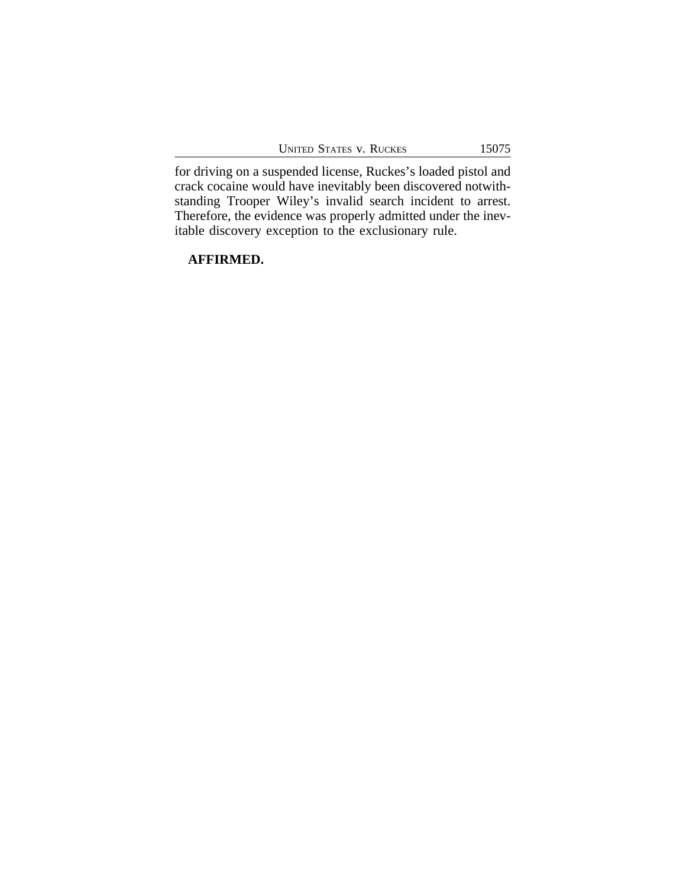for driving on a suspended license, Ruckes's loaded pistol and crack cocaine would have inevitably been discovered notwithstanding Trooper Wiley's invalid search incident to arrest. Therefore, the evidence was properly admitted under the inevitable discovery exception to the exclusionary rule.

**AFFIRMED.**